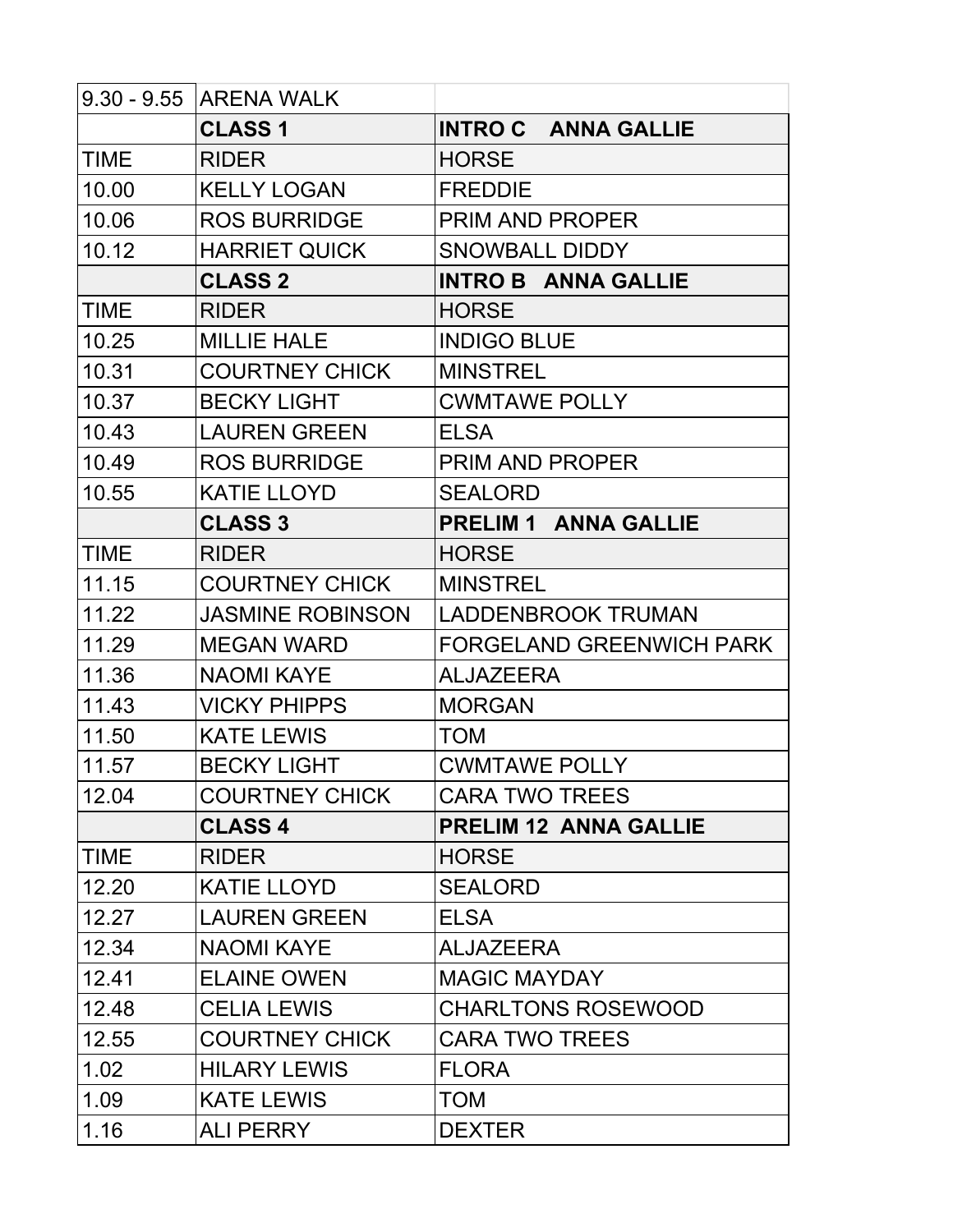| 9.30 - 9.55 | ARENA WALK | |
|---|---|---|
| | **CLASS 1** | **INTRO C ANNA GALLIE** |
| TIME | RIDER | HORSE |
| 10.00 | KELLY LOGAN | FREDDIE |
| 10.06 | ROS BURRIDGE | PRIM AND PROPER |
| 10.12 | HARRIET QUICK | SNOWBALL DIDDY |
| | **CLASS 2** | **INTRO B ANNA GALLIE** |
| TIME | RIDER | HORSE |
| 10.25 | MILLIE HALE | INDIGO BLUE |
| 10.31 | COURTNEY CHICK | MINSTREL |
| 10.37 | BECKY LIGHT | CWMTAWE POLLY |
| 10.43 | LAUREN GREEN | ELSA |
| 10.49 | ROS BURRIDGE | PRIM AND PROPER |
| 10.55 | KATIE LLOYD | SEALORD |
| | **CLASS 3** | **PRELIM 1 ANNA GALLIE** |
| TIME | RIDER | HORSE |
| 11.15 | COURTNEY CHICK | MINSTREL |
| 11.22 | JASMINE ROBINSON | LADDENBROOK TRUMAN |
| 11.29 | MEGAN WARD | FORGELAND GREENWICH PARK |
| 11.36 | NAOMI KAYE | ALJAZEERA |
| 11.43 | VICKY PHIPPS | MORGAN |
| 11.50 | KATE LEWIS | TOM |
| 11.57 | BECKY LIGHT | CWMTAWE POLLY |
| 12.04 | COURTNEY CHICK | CARA TWO TREES |
| | **CLASS 4** | **PRELIM 12 ANNA GALLIE** |
| TIME | RIDER | HORSE |
| 12.20 | KATIE LLOYD | SEALORD |
| 12.27 | LAUREN GREEN | ELSA |
| 12.34 | NAOMI KAYE | ALJAZEERA |
| 12.41 | ELAINE OWEN | MAGIC MAYDAY |
| 12.48 | CELIA LEWIS | CHARLTONS ROSEWOOD |
| 12.55 | COURTNEY CHICK | CARA TWO TREES |
| 1.02 | HILARY LEWIS | FLORA |
| 1.09 | KATE LEWIS | TOM |
| 1.16 | ALI PERRY | DEXTER |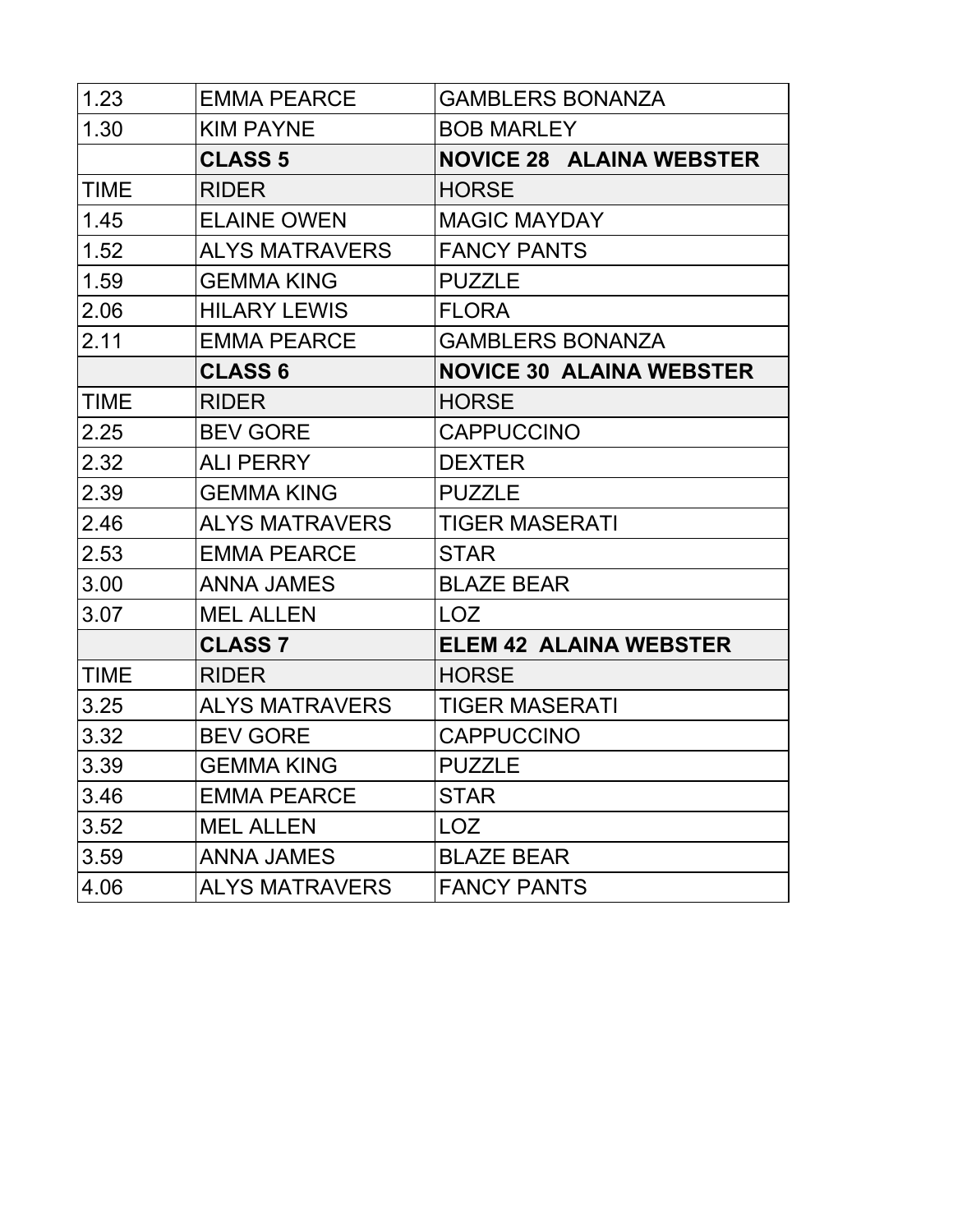| | | |
|---|---|---|
| 1.23 | EMMA PEARCE | GAMBLERS BONANZA |
| 1.30 | KIM PAYNE | BOB MARLEY |
| | **CLASS 5** | **NOVICE 28 ALAINA WEBSTER** |
| TIME | RIDER | HORSE |
| 1.45 | ELAINE OWEN | MAGIC MAYDAY |
| 1.52 | ALYS MATRAVERS | FANCY PANTS |
| 1.59 | GEMMA KING | PUZZLE |
| 2.06 | HILARY LEWIS | FLORA |
| 2.11 | EMMA PEARCE | GAMBLERS BONANZA |
| | **CLASS 6** | **NOVICE 30 ALAINA WEBSTER** |
| TIME | RIDER | HORSE |
| 2.25 | BEV GORE | CAPPUCCINO |
| 2.32 | ALI PERRY | DEXTER |
| 2.39 | GEMMA KING | PUZZLE |
| 2.46 | ALYS MATRAVERS | TIGER MASERATI |
| 2.53 | EMMA PEARCE | STAR |
| 3.00 | ANNA JAMES | BLAZE BEAR |
| 3.07 | MEL ALLEN | LOZ |
| | **CLASS 7** | **ELEM 42 ALAINA WEBSTER** |
| TIME | RIDER | HORSE |
| 3.25 | ALYS MATRAVERS | TIGER MASERATI |
| 3.32 | BEV GORE | CAPPUCCINO |
| 3.39 | GEMMA KING | PUZZLE |
| 3.46 | EMMA PEARCE | STAR |
| 3.52 | MEL ALLEN | LOZ |
| 3.59 | ANNA JAMES | BLAZE BEAR |
| 4.06 | ALYS MATRAVERS | FANCY PANTS |